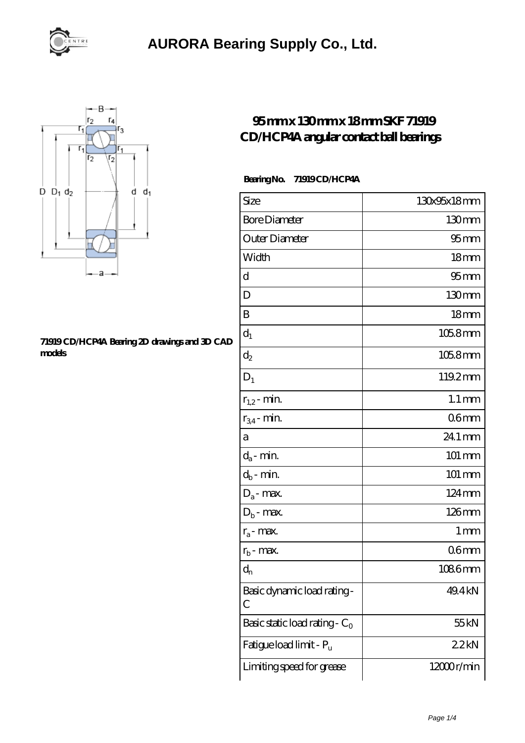# AURORA Bearing Supply Co., Ltd.

## 95 mm x 130 mm x 18 mm SKF 71919 CD/HCP4A angular contact ball bearings

71919 CD/HCP4A Bearing 2D drawings and 3D CAD models

**Bearing No.** 71919 CD/HCP4A

| Size | 130x95x18 mm |
| --- | --- |
| Bore Diameter | 130 mm |
| Outer Diameter | 95 mm |
| Width | 18 mm |
| d | 95 mm |
| D | 130 mm |
| B | 18 mm |
| $d_1$ | 105.8 mm |
| $d_2$ | 105.8 mm |
| $D_1$ | 119.2 mm |
| $r_{1,2}$ - min. | 1.1 mm |
| $r_{3,4}$ - min. | 0.6 mm |
| a | 24.1 mm |
| $d_a$ - min. | 101 mm |
| $d_b$ - min. | 101 mm |
| $D_a$ - max. | 124 mm |
| $D_b$ - max. | 126 mm |
| $r_a$ - max. | 1 mm |
| $r_b$ - max. | 0.6 mm |
| $d_n$ | 108.6 mm |
| Basic dynamic load rating - C | 49.4 kN |
| Basic static load rating - $C_0$ | 55 kN |
| Fatigue load limit - $P_u$ | 2.2 kN |
| Limiting speed for grease | 12000 r/min |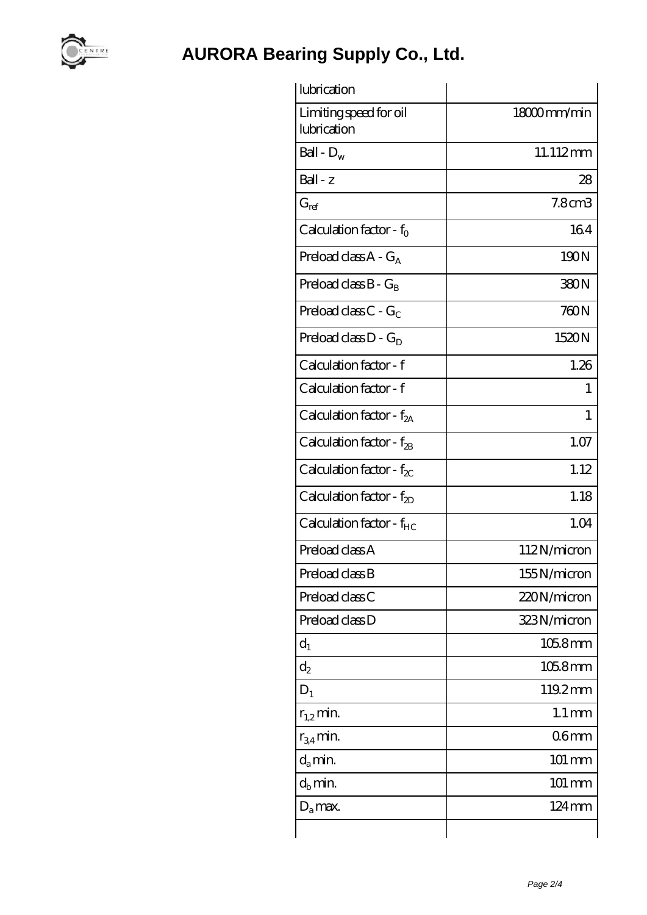# AURORA Bearing Supply Co., Ltd.

| lubrication | |
|---|---|
| Limiting speed for oil lubrication | 18000 mm/min |
| Ball - $D_w$ | 11.112 mm |
| Ball - z | 28 |
| $G_{ref}$ | 7.8 cm3 |
| Calculation factor - $f_0$ | 16.4 |
| Preload class A - $G_A$ | 190 N |
| Preload class B - $G_B$ | 380 N |
| Preload class C - $G_C$ | 760 N |
| Preload class D - $G_D$ | 1520 N |
| Calculation factor - f | 1.26 |
| Calculation factor - f | 1 |
| Calculation factor - $f_{2A}$ | 1 |
| Calculation factor - $f_{2B}$ | 1.07 |
| Calculation factor - $f_{2C}$ | 1.12 |
| Calculation factor - $f_{2D}$ | 1.18 |
| Calculation factor - $f_{HC}$ | 1.04 |
| Preload class A | 112 N/micron |
| Preload class B | 155 N/micron |
| Preload class C | 220 N/micron |
| Preload class D | 323 N/micron |
| $d_1$ | 105.8 mm |
| $d_2$ | 105.8 mm |
| $D_1$ | 119.2 mm |
| $r_{1,2}$ min. | 1.1 mm |
| $r_{3,4}$ min. | 0.6 mm |
| $d_a$ min. | 101 mm |
| $d_b$ min. | 101 mm |
| $D_a$ max. | 124 mm |
| | |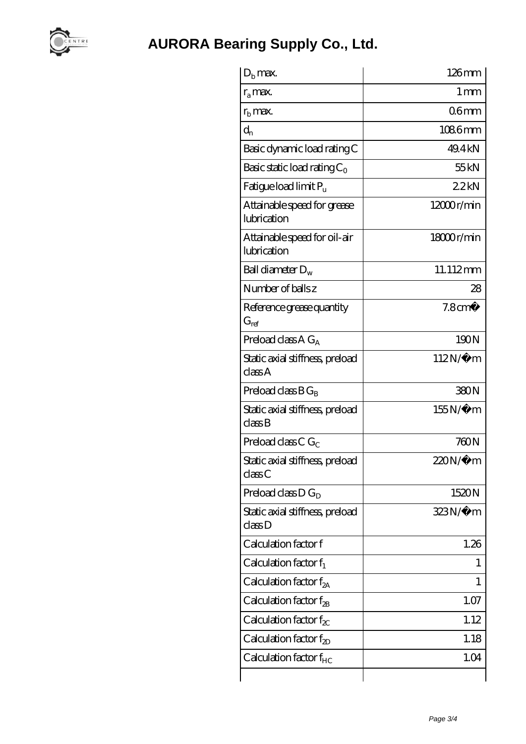# AURORA Bearing Supply Co., Ltd.

| | |
|---|---|
| $D_b$ max. | 126 mm |
| $r_a$ max. | 1 mm |
| $r_b$ max. | 0.6 mm |
| $d_n$ | 108.6 mm |
| Basic dynamic load rating C | 49.4 kN |
| Basic static load rating $C_0$ | 55 kN |
| Fatigue load limit $P_u$ | 2.2 kN |
| Attainable speed for grease lubrication | 12000 r/min |
| Attainable speed for oil-air lubrication | 18000 r/min |
| Ball diameter $D_w$ | 11.112 mm |
| Number of balls z | 28 |
| Reference grease quantity $G_{ref}$ | 7.8 cm� |
| Preload class A $G_A$ | 190 N |
| Static axial stiffness, preload class A | 112 N/�m |
| Preload class B $G_B$ | 380 N |
| Static axial stiffness, preload class B | 155 N/�m |
| Preload class C $G_C$ | 760 N |
| Static axial stiffness, preload class C | 220 N/�m |
| Preload class D $G_D$ | 1520 N |
| Static axial stiffness, preload class D | 323 N/�m |
| Calculation factor f | 1.26 |
| Calculation factor $f_1$ | 1 |
| Calculation factor $f_{2A}$ | 1 |
| Calculation factor $f_{2B}$ | 1.07 |
| Calculation factor $f_{2C}$ | 1.12 |
| Calculation factor $f_{2D}$ | 1.18 |
| Calculation factor $f_{HC}$ | 1.04 |
| | |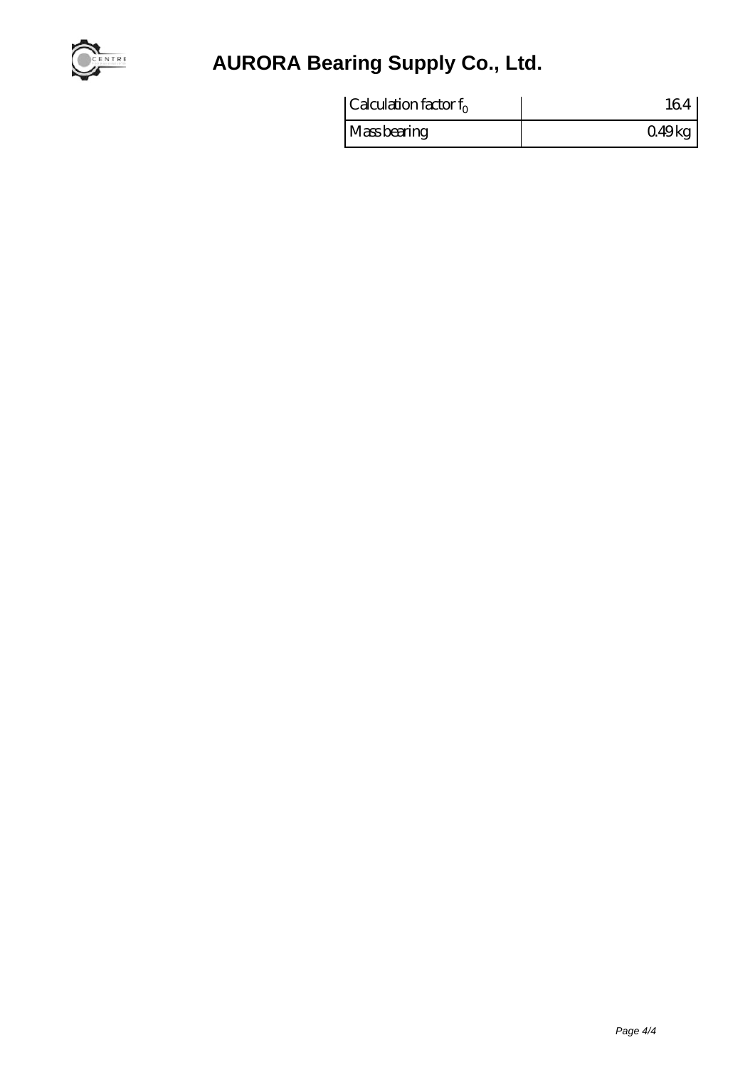| | |
|---|---|
| Calculation factor $f_0$ | 16.4 |
| Mass bearing | 0.49 kg |